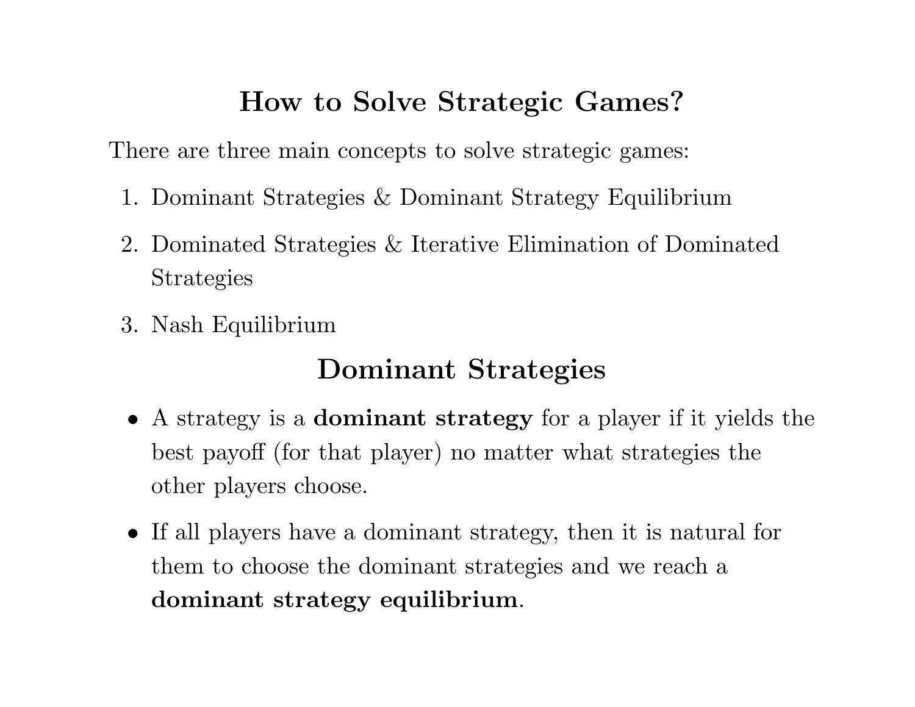# How to Solve Strategic Games?

There are three main concepts to solve strategic games:

1. Dominant Strategies & Dominant Strategy Equilibrium
2. Dominated Strategies & Iterative Elimination of Dominated Strategies
3. Nash Equilibrium

# Dominant Strategies

- A strategy is a **dominant strategy** for a player if it yields the best payoff (for that player) no matter what strategies the other players choose.
- If all players have a dominant strategy, then it is natural for them to choose the dominant strategies and we reach a **dominant strategy equilibrium**.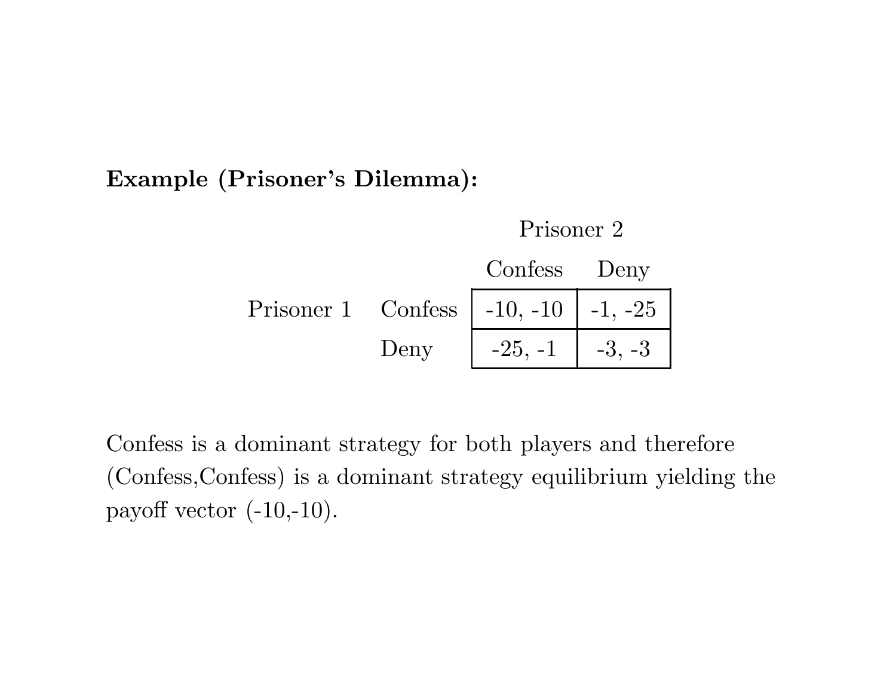**Example (Prisoner's Dilemma):**

| | | Prisoner 2 | |
|---|---|---|---|
| | | Confess | Deny |
| Prisoner 1 | Confess | -10, -10 | -1, -25 |
| | Deny | -25, -1 | -3, -3 |

Confess is a dominant strategy for both players and therefore (Confess,Confess) is a dominant strategy equilibrium yielding the payoff vector (-10,-10).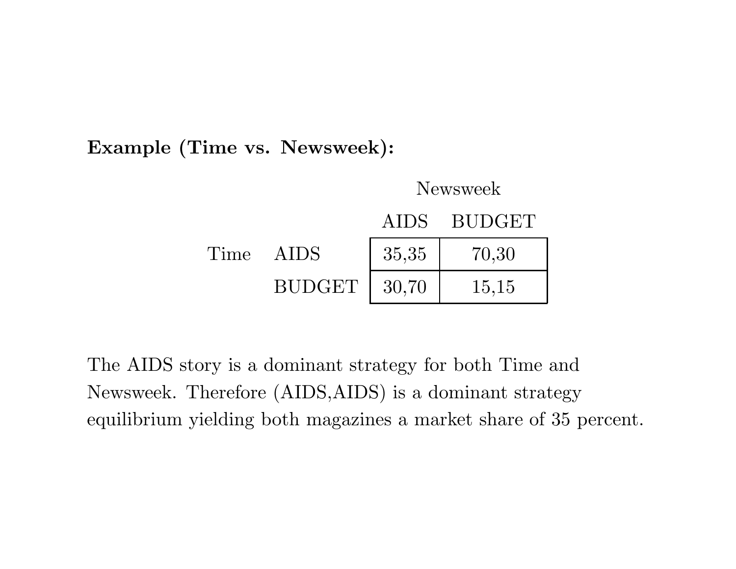**Example (Time vs. Newsweek):**

| | | Newsweek | |
|---|---|---|---|
| | | AIDS | BUDGET |
| Time | AIDS | 35,35 | 70,30 |
| | BUDGET | 30,70 | 15,15 |

The AIDS story is a dominant strategy for both Time and Newsweek. Therefore (AIDS,AIDS) is a dominant strategy equilibrium yielding both magazines a market share of 35 percent.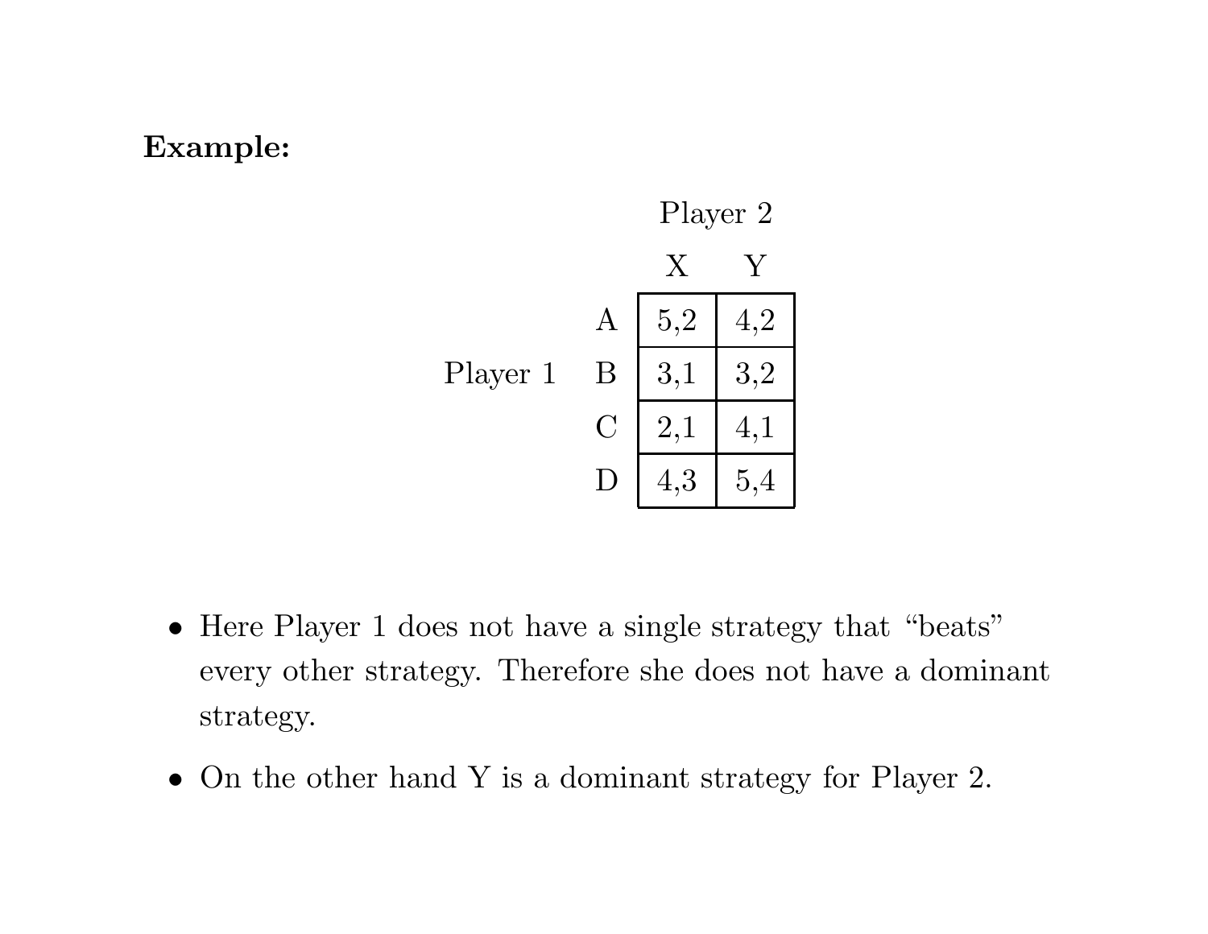**Example:**

| | | Player 2 | |
|---|---|---|---|
| | | X | Y |
| Player 1 | A | 5,2 | 4,2 |
| | B | 3,1 | 3,2 |
| | C | 2,1 | 4,1 |
| | D | 4,3 | 5,4 |

- Here Player 1 does not have a single strategy that "beats" every other strategy. Therefore she does not have a dominant strategy.
- On the other hand Y is a dominant strategy for Player 2.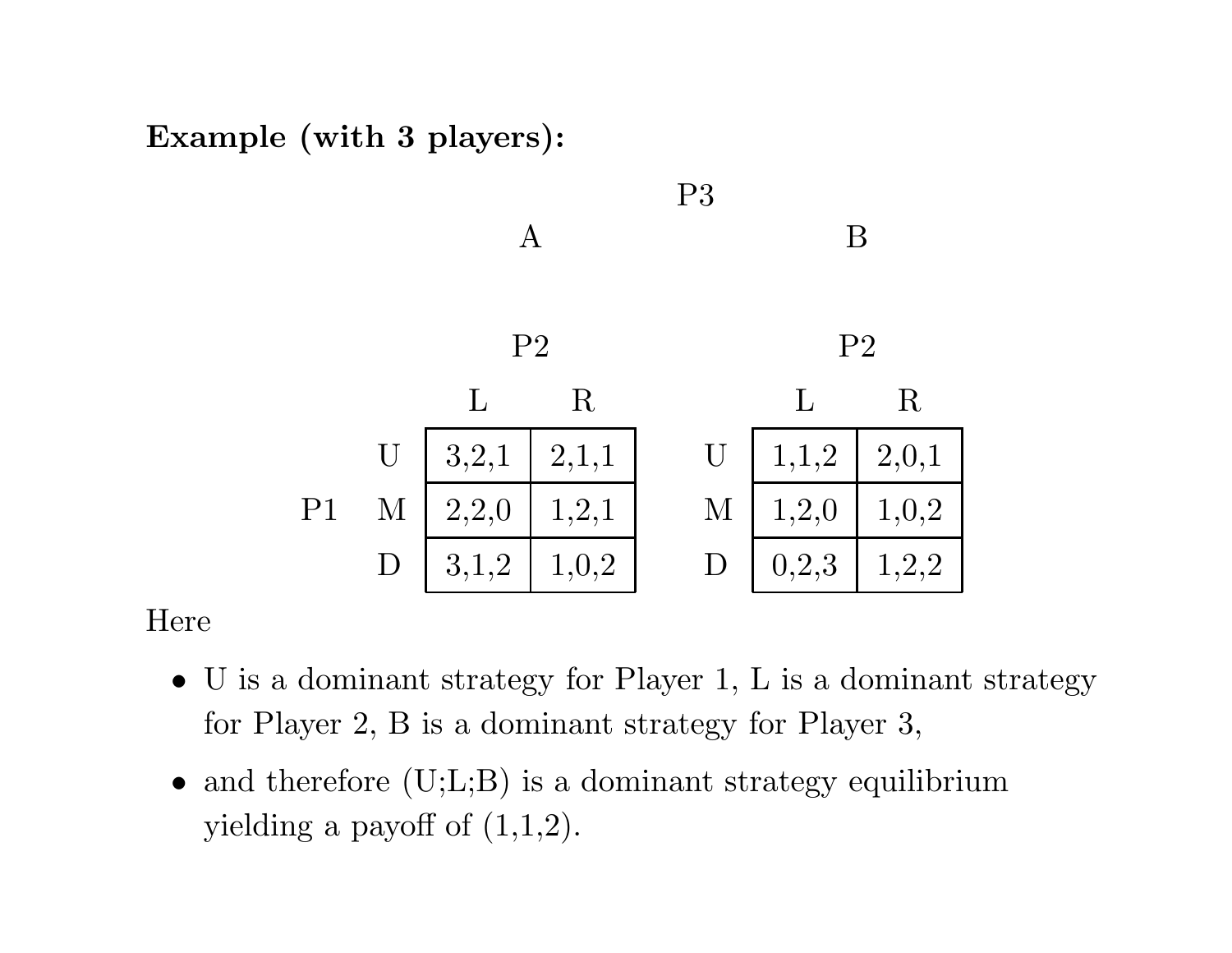**Example (with 3 players):**

P3

A

| | | P2 | |
|---|---|---|---|
| | | L | R |
| | U | 3,2,1 | 2,1,1 |
| P1 | M | 2,2,0 | 1,2,1 |
| | D | 3,1,2 | 1,0,2 |

B

| | | P2 | |
|---|---|---|---|
| | | L | R |
| | U | 1,1,2 | 2,0,1 |
| P1 | M | 1,2,0 | 1,0,2 |
| | D | 0,2,3 | 1,2,2 |

Here

- U is a dominant strategy for Player 1, L is a dominant strategy for Player 2, B is a dominant strategy for Player 3,
- and therefore (U;L;B) is a dominant strategy equilibrium yielding a payoff of (1,1,2).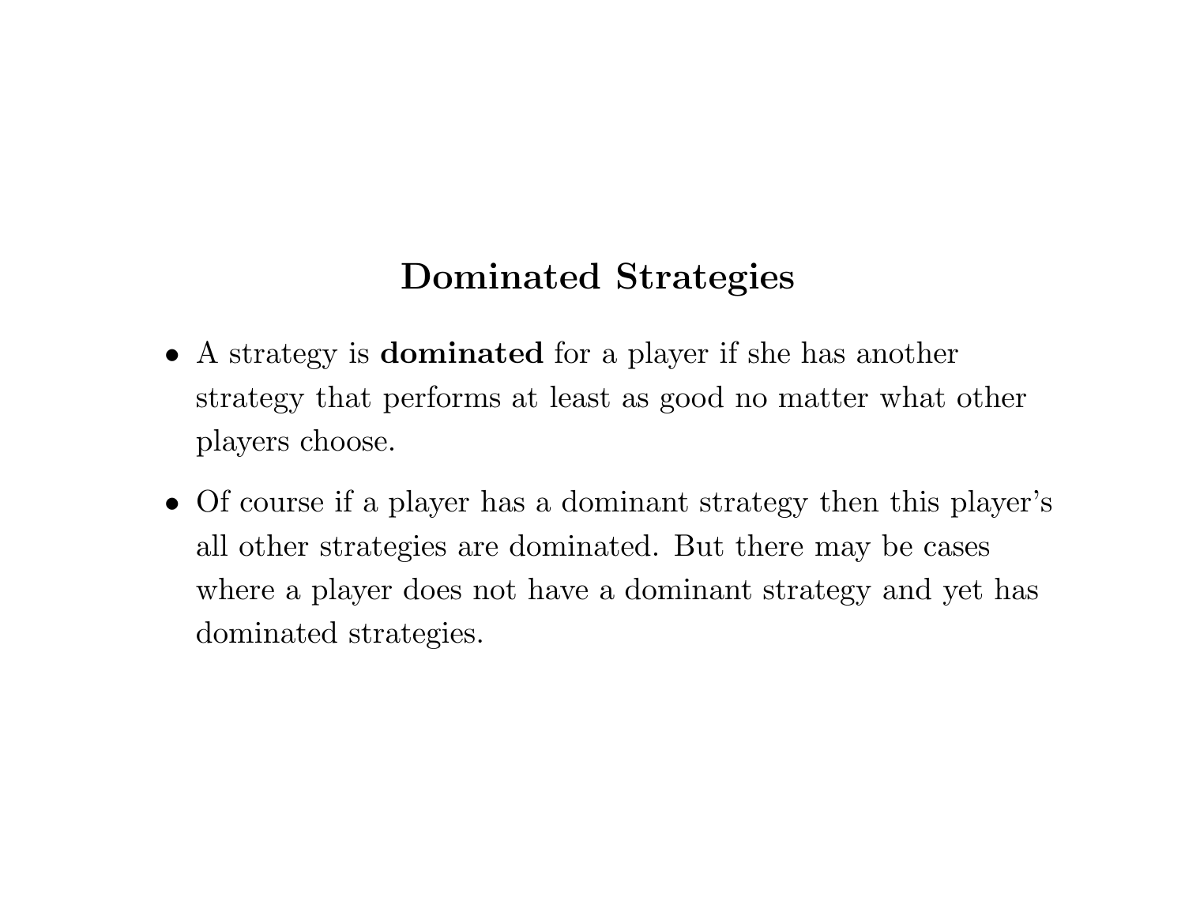# Dominated Strategies

- A strategy is **dominated** for a player if she has another strategy that performs at least as good no matter what other players choose.
- Of course if a player has a dominant strategy then this player's all other strategies are dominated. But there may be cases where a player does not have a dominant strategy and yet has dominated strategies.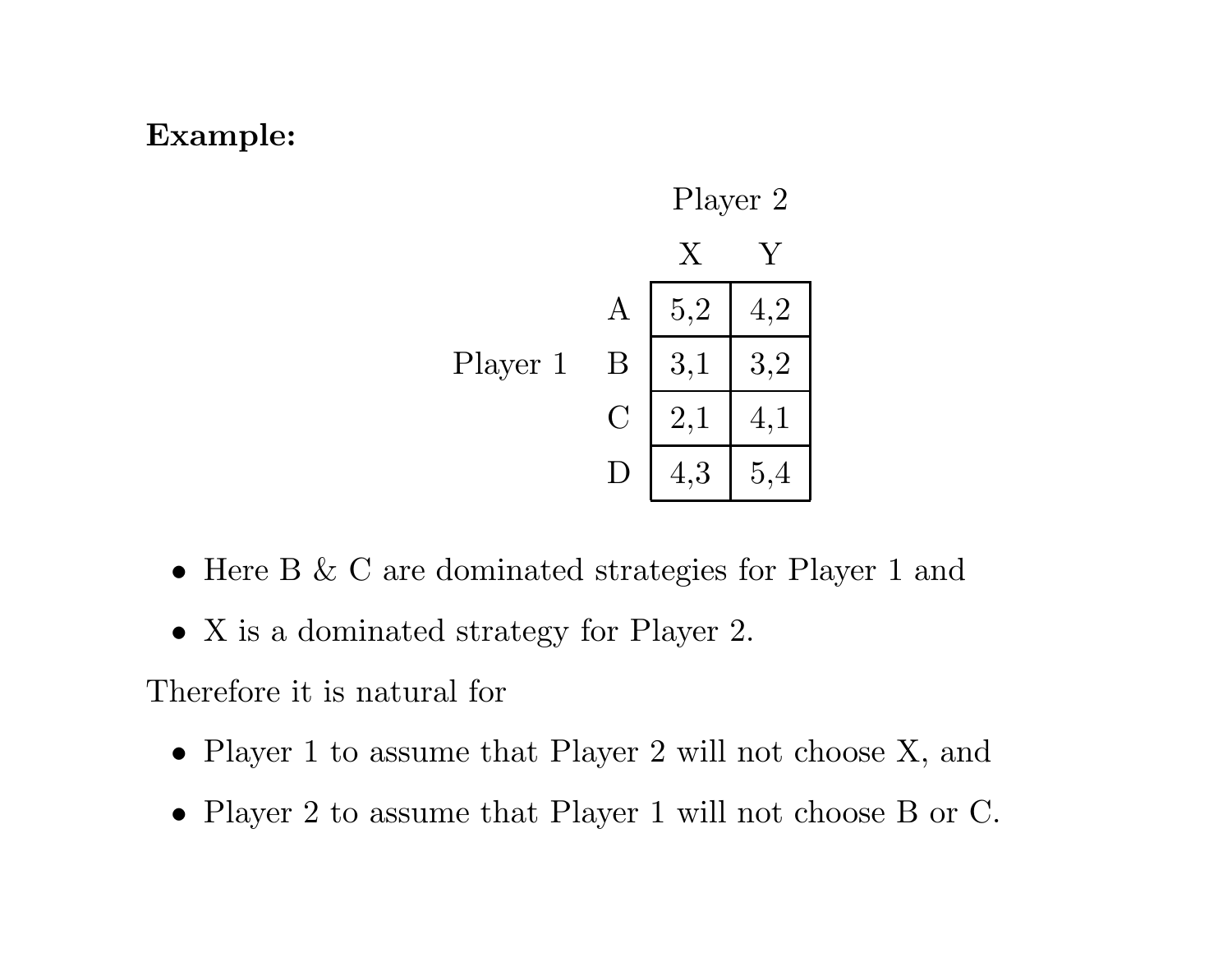**Example:**

| | | Player 2 | |
|---|---|---|---|
| | | X | Y |
| Player 1 | A | 5,2 | 4,2 |
| | B | 3,1 | 3,2 |
| | C | 2,1 | 4,1 |
| | D | 4,3 | 5,4 |

- Here B & C are dominated strategies for Player 1 and
- X is a dominated strategy for Player 2.

Therefore it is natural for

- Player 1 to assume that Player 2 will not choose X, and
- Player 2 to assume that Player 1 will not choose B or C.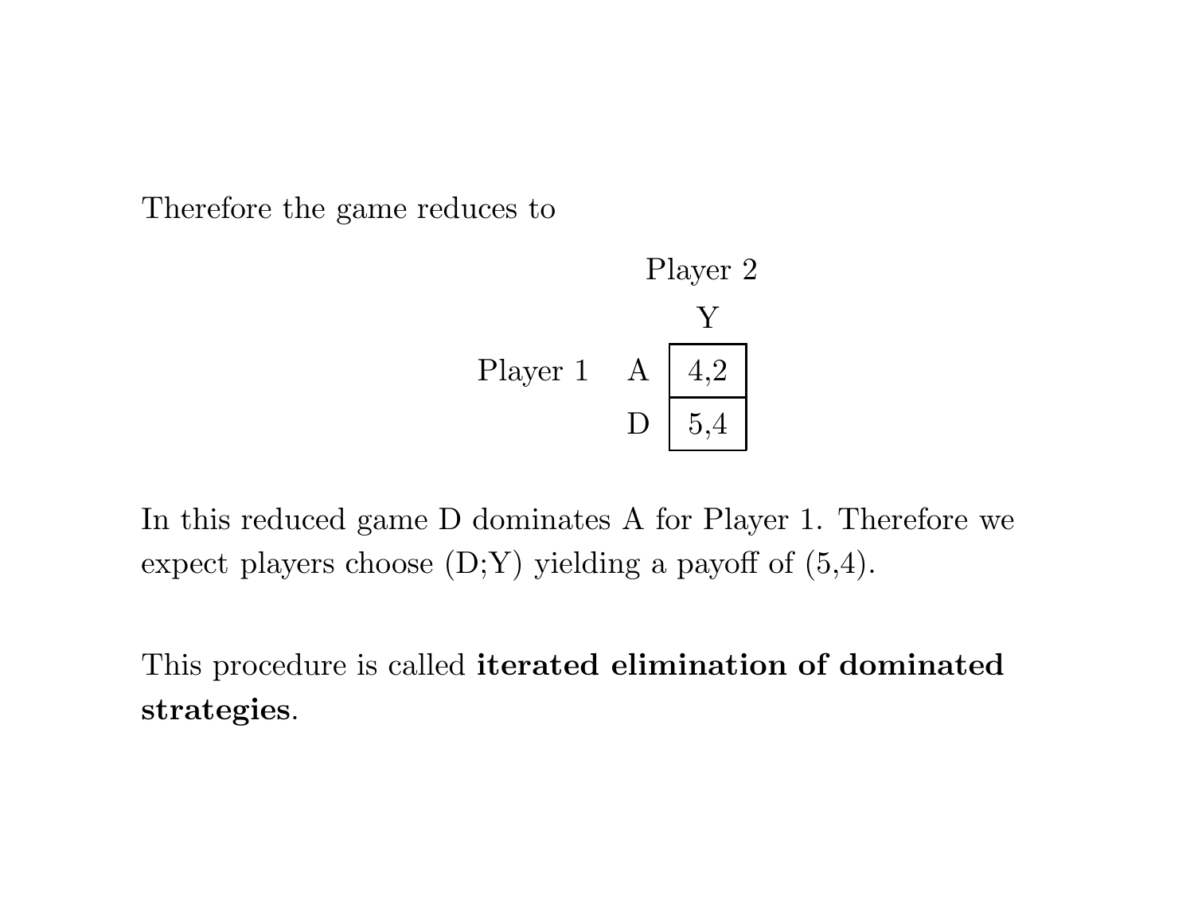Therefore the game reduces to

| | | Player 2 |
|---|---|---|
| | | Y |
| Player 1 | A | 4,2 |
| | D | 5,4 |

In this reduced game D dominates A for Player 1. Therefore we expect players choose (D;Y) yielding a payoff of (5,4).

This procedure is called **iterated elimination of dominated strategies**.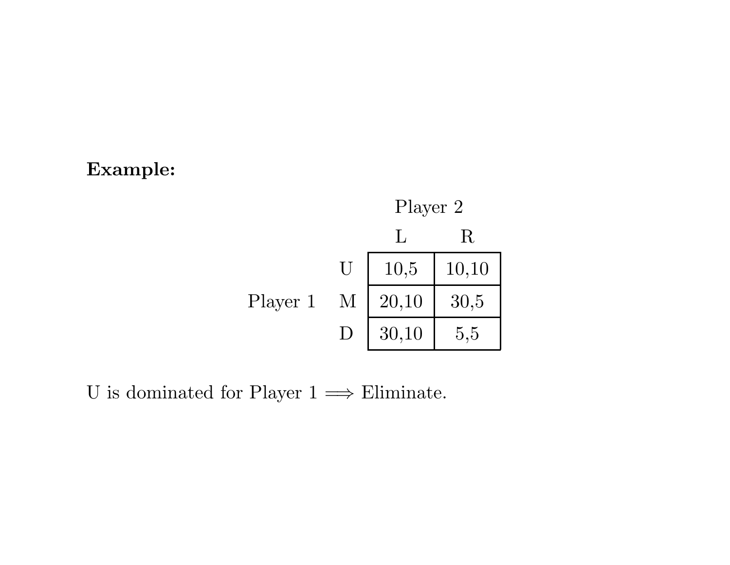**Example:**

| | | Player 2 | |
|---|---|---|---|
| | | L | R |
| Player 1 | U | 10,5 | 10,10 |
| | M | 20,10 | 30,5 |
| | D | 30,10 | 5,5 |

U is dominated for Player 1 $\Longrightarrow$ Eliminate.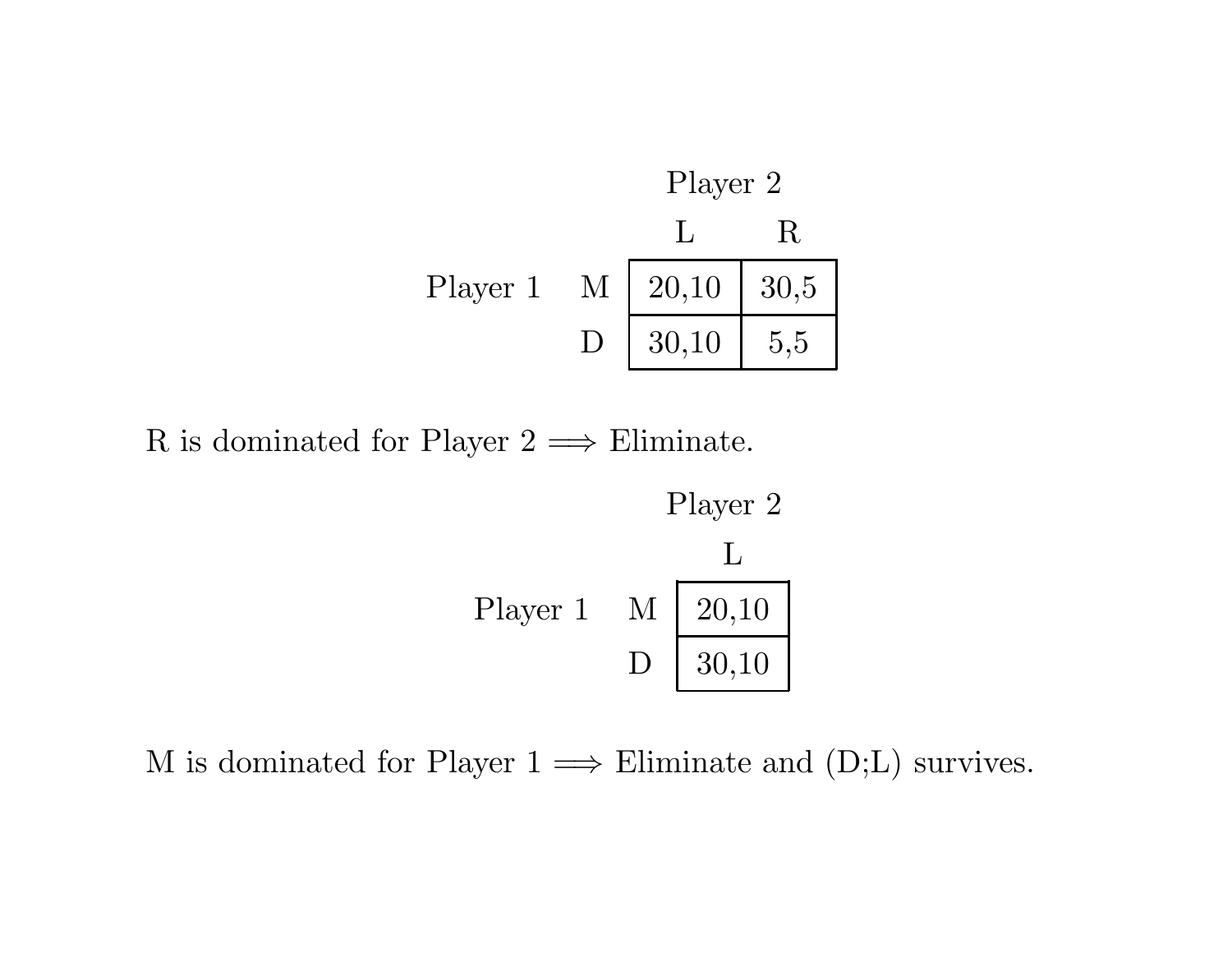|  |  | Player 2 |  |
|---|---|---|---|
|  |  | L | R |
| Player 1 | M | 20,10 | 30,5 |
|  | D | 30,10 | 5,5 |

R is dominated for Player 2 $\Longrightarrow$ Eliminate.

|  |  | Player 2 |
|---|---|---|
|  |  | L |
| Player 1 | M | 20,10 |
|  | D | 30,10 |

M is dominated for Player 1 $\Longrightarrow$ Eliminate and (D;L) survives.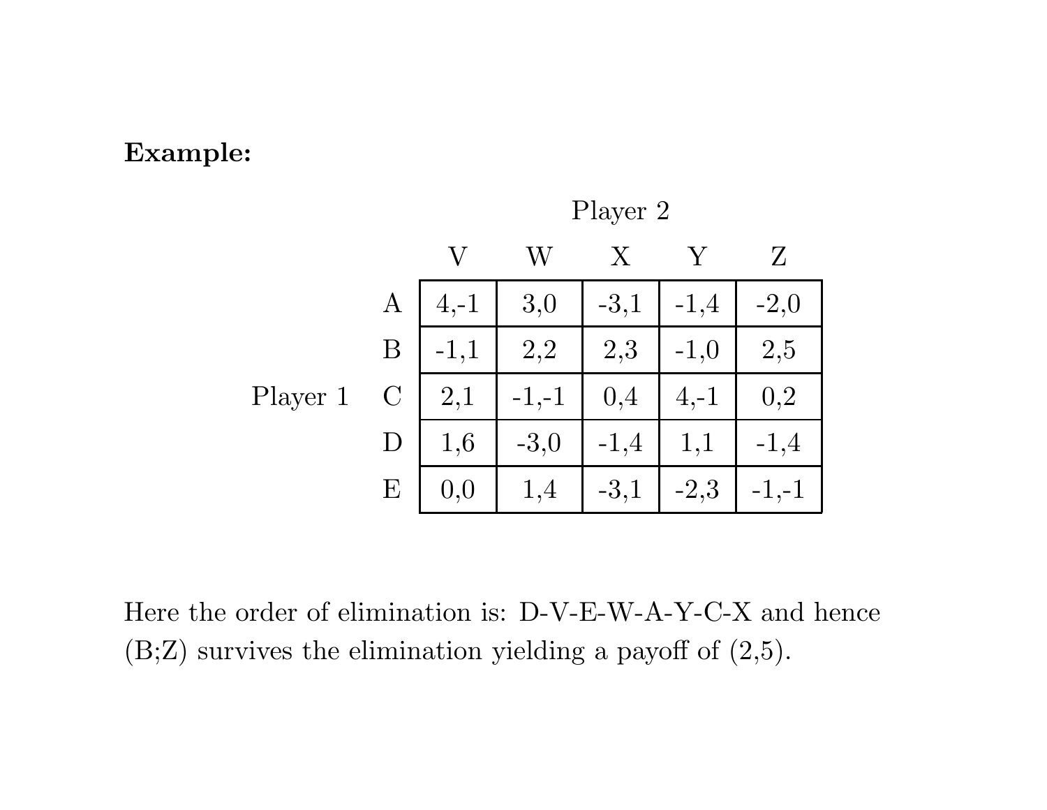**Example:**

| | | Player 2 | | | | |
|---|---|---|---|---|---|---|
| | | V | W | X | Y | Z |
| Player 1 | A | 4,-1 | 3,0 | -3,1 | -1,4 | -2,0 |
| | B | -1,1 | 2,2 | 2,3 | -1,0 | 2,5 |
| | C | 2,1 | -1,-1 | 0,4 | 4,-1 | 0,2 |
| | D | 1,6 | -3,0 | -1,4 | 1,1 | -1,4 |
| | E | 0,0 | 1,4 | -3,1 | -2,3 | -1,-1 |

Here the order of elimination is: D-V-E-W-A-Y-C-X and hence (B;Z) survives the elimination yielding a payoff of (2,5).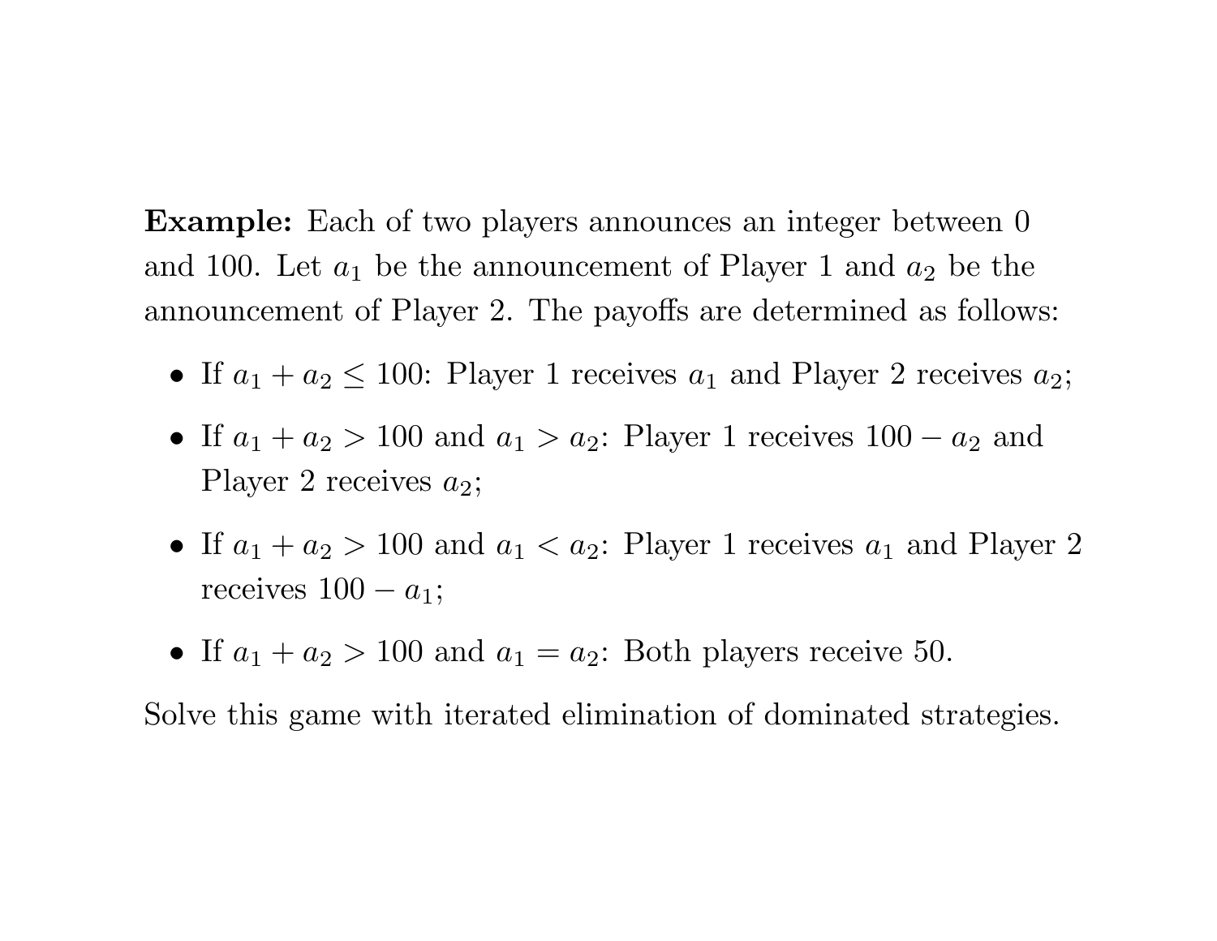**Example:** Each of two players announces an integer between 0 and 100. Let $a_1$ be the announcement of Player 1 and $a_2$ be the announcement of Player 2. The payoffs are determined as follows:

- If $a_1 + a_2 \leq 100$: Player 1 receives $a_1$ and Player 2 receives $a_2$;
- If $a_1 + a_2 > 100$ and $a_1 > a_2$: Player 1 receives $100 - a_2$ and Player 2 receives $a_2$;
- If $a_1 + a_2 > 100$ and $a_1 < a_2$: Player 1 receives $a_1$ and Player 2 receives $100 - a_1$;
- If $a_1 + a_2 > 100$ and $a_1 = a_2$: Both players receive 50.

Solve this game with iterated elimination of dominated strategies.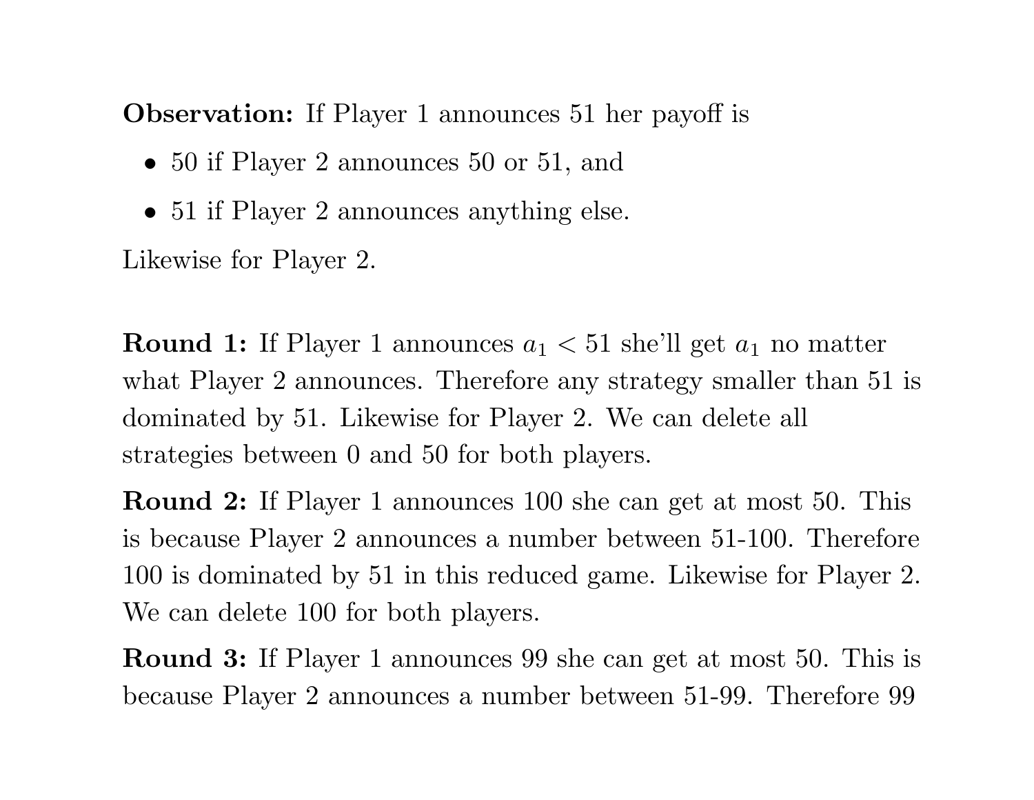**Observation:** If Player 1 announces 51 her payoff is

- 50 if Player 2 announces 50 or 51, and
- 51 if Player 2 announces anything else.

Likewise for Player 2.

**Round 1:** If Player 1 announces $a_1 < 51$ she'll get $a_1$ no matter what Player 2 announces. Therefore any strategy smaller than 51 is dominated by 51. Likewise for Player 2. We can delete all strategies between 0 and 50 for both players.

**Round 2:** If Player 1 announces 100 she can get at most 50. This is because Player 2 announces a number between 51-100. Therefore 100 is dominated by 51 in this reduced game. Likewise for Player 2. We can delete 100 for both players.

**Round 3:** If Player 1 announces 99 she can get at most 50. This is because Player 2 announces a number between 51-99. Therefore 99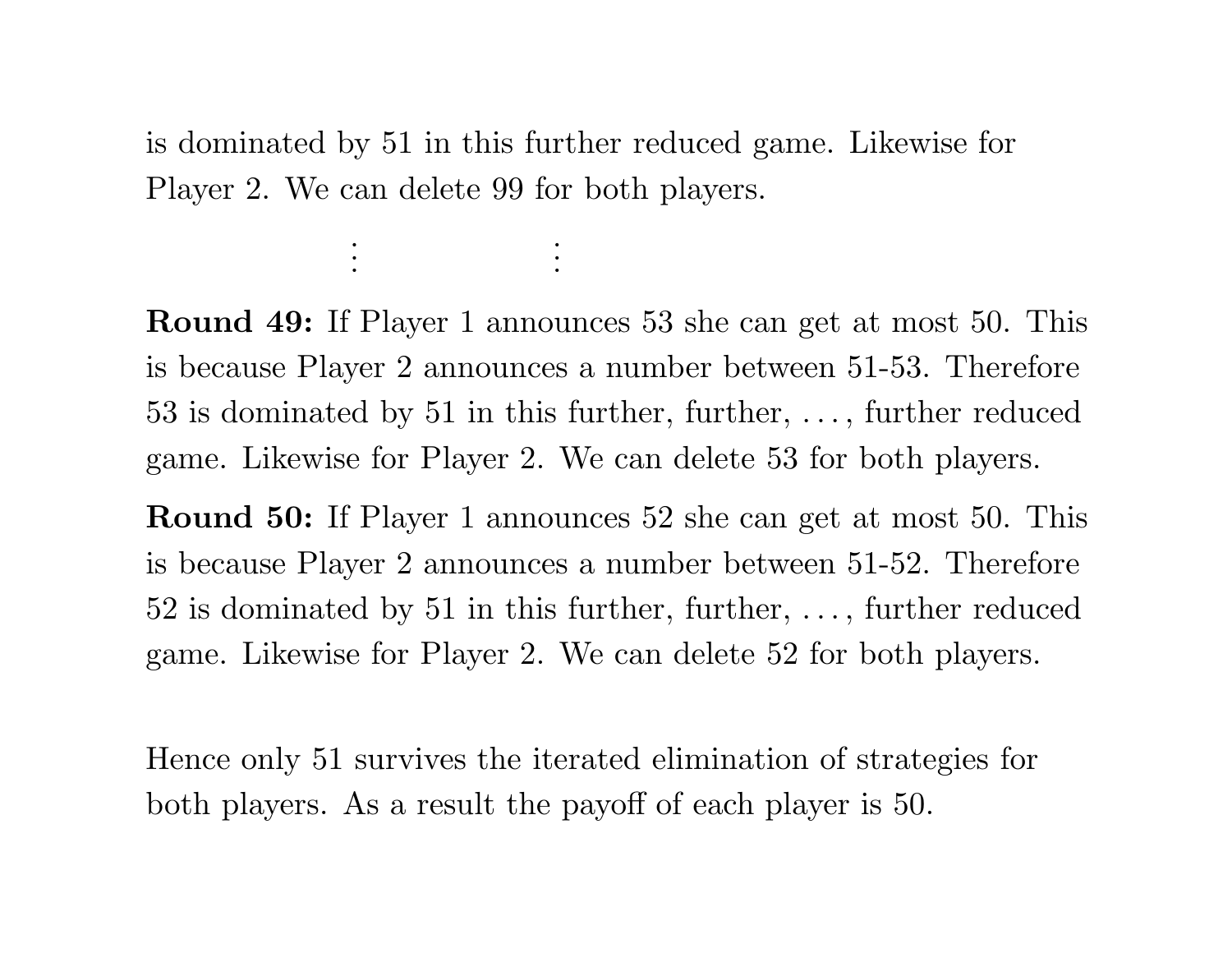is dominated by 51 in this further reduced game. Likewise for Player 2. We can delete 99 for both players.

$$\vdots \qquad\qquad \vdots$$

**Round 49:** If Player 1 announces 53 she can get at most 50. This is because Player 2 announces a number between 51-53. Therefore 53 is dominated by 51 in this further, further, ..., further reduced game. Likewise for Player 2. We can delete 53 for both players.

**Round 50:** If Player 1 announces 52 she can get at most 50. This is because Player 2 announces a number between 51-52. Therefore 52 is dominated by 51 in this further, further, ..., further reduced game. Likewise for Player 2. We can delete 52 for both players.

Hence only 51 survives the iterated elimination of strategies for both players. As a result the payoff of each player is 50.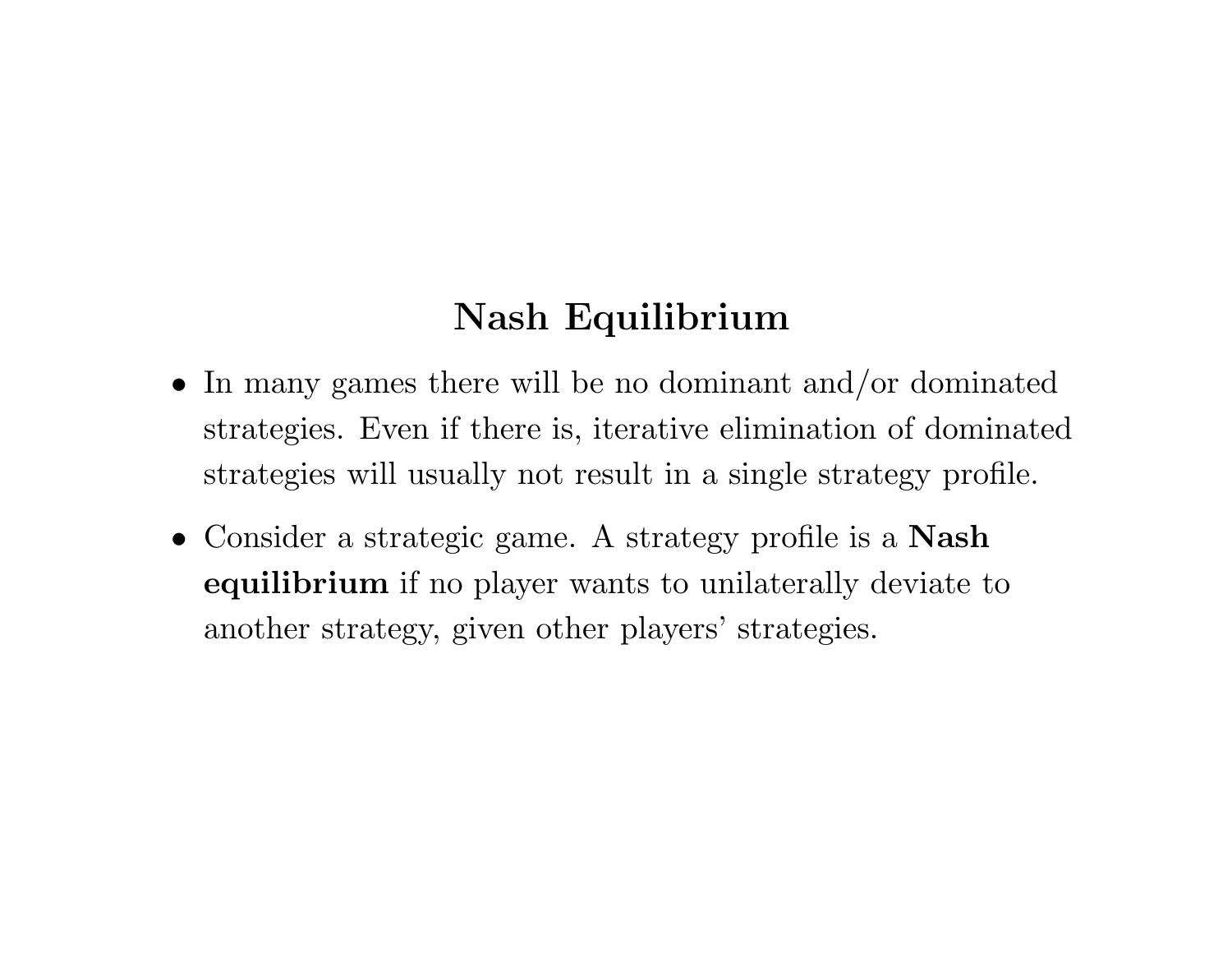# Nash Equilibrium

- In many games there will be no dominant and/or dominated strategies. Even if there is, iterative elimination of dominated strategies will usually not result in a single strategy profile.
- Consider a strategic game. A strategy profile is a **Nash equilibrium** if no player wants to unilaterally deviate to another strategy, given other players' strategies.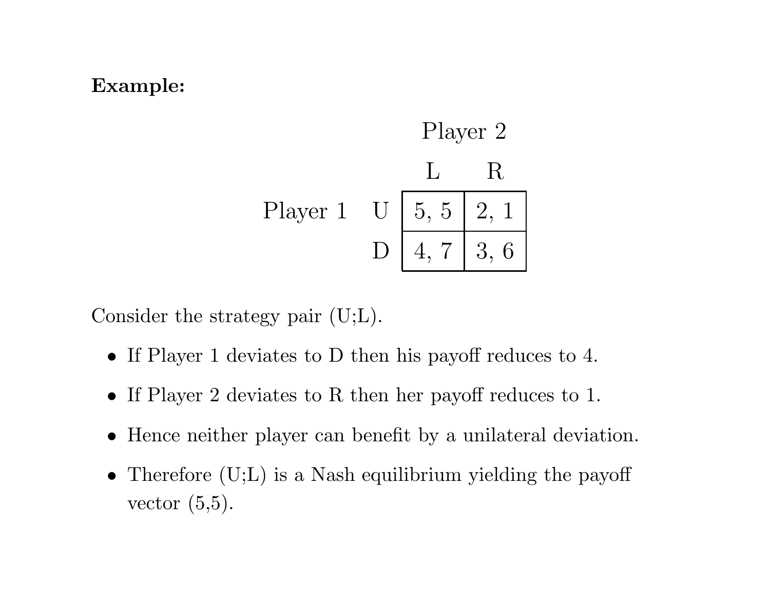**Example:**

| | | Player 2 | |
|---|---|---|---|
| | | L | R |
| Player 1 | U | 5, 5 | 2, 1 |
| | D | 4, 7 | 3, 6 |

Consider the strategy pair (U;L).

- If Player 1 deviates to D then his payoff reduces to 4.
- If Player 2 deviates to R then her payoff reduces to 1.
- Hence neither player can benefit by a unilateral deviation.
- Therefore (U;L) is a Nash equilibrium yielding the payoff vector (5,5).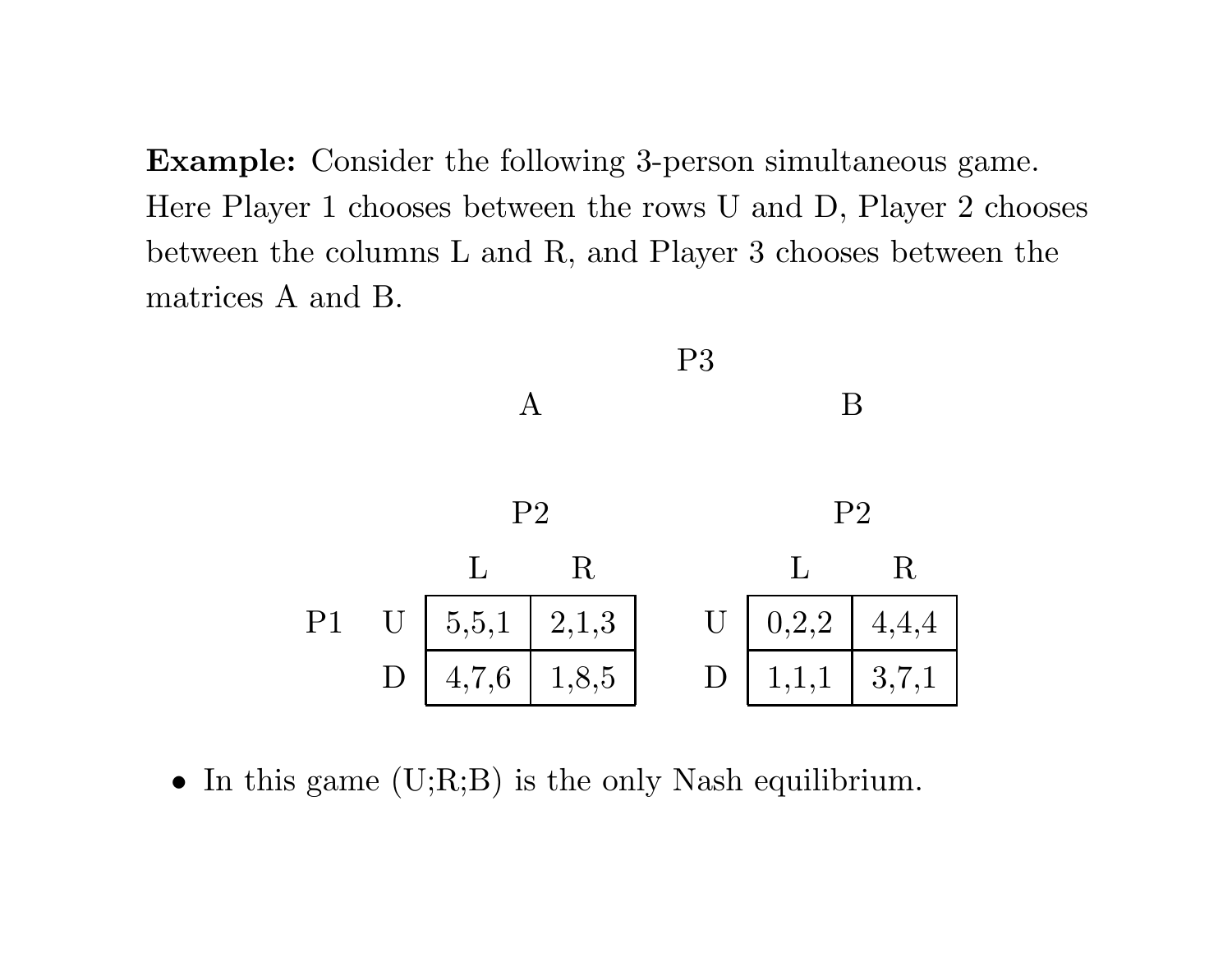**Example:** Consider the following 3-person simultaneous game. Here Player 1 chooses between the rows U and D, Player 2 chooses between the columns L and R, and Player 3 chooses between the matrices A and B.

P3

**A**

| P1 \ P2 | L | R |
|---|---|---|
| U | 5,5,1 | 2,1,3 |
| D | 4,7,6 | 1,8,5 |

**B**

| P1 \ P2 | L | R |
|---|---|---|
| U | 0,2,2 | 4,4,4 |
| D | 1,1,1 | 3,7,1 |

- In this game (U;R;B) is the only Nash equilibrium.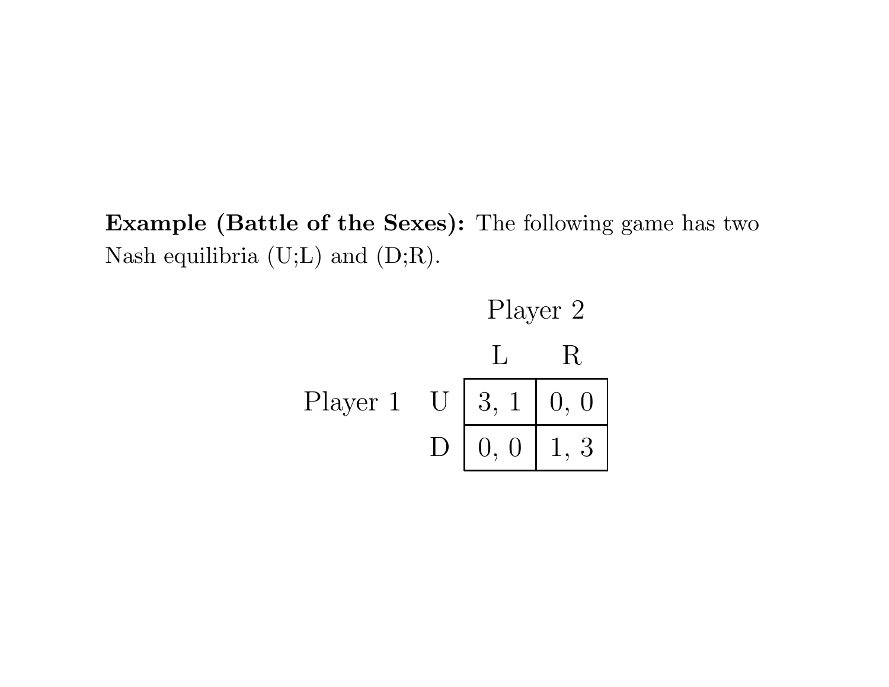**Example (Battle of the Sexes):** The following game has two Nash equilibria (U;L) and (D;R).

| | | Player 2 | |
|---|---|---|---|
| | | L | R |
| Player 1 | U | 3, 1 | 0, 0 |
| | D | 0, 0 | 1, 3 |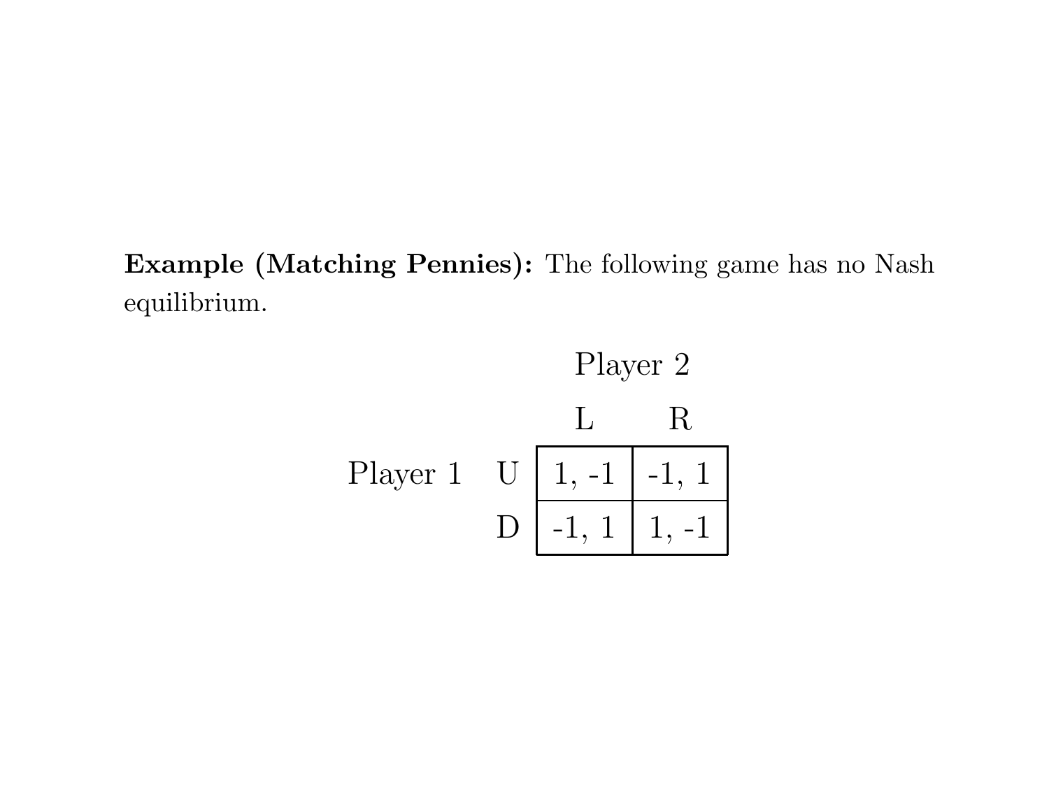**Example (Matching Pennies):** The following game has no Nash equilibrium.

| | | Player 2 | |
|---|---|---|---|
| | | L | R |
| Player 1 | U | 1, -1 | -1, 1 |
| | D | -1, 1 | 1, -1 |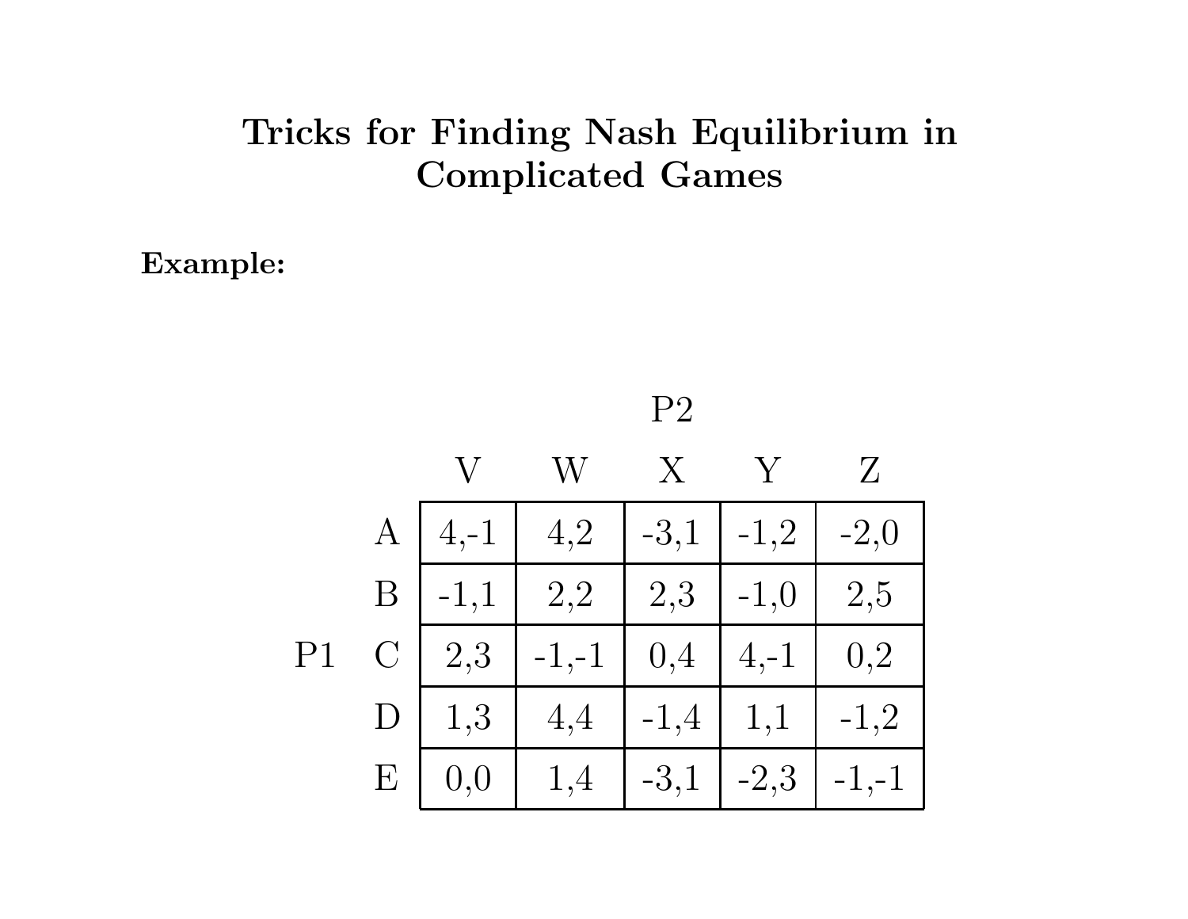# Tricks for Finding Nash Equilibrium in Complicated Games

**Example:**

| | | | P2 | | | |
|---|---|---|---|---|---|---|
| | | V | W | X | Y | Z |
| | A | 4,-1 | 4,2 | -3,1 | -1,2 | -2,0 |
| | B | -1,1 | 2,2 | 2,3 | -1,0 | 2,5 |
| P1 | C | 2,3 | -1,-1 | 0,4 | 4,-1 | 0,2 |
| | D | 1,3 | 4,4 | -1,4 | 1,1 | -1,2 |
| | E | 0,0 | 1,4 | -3,1 | -2,3 | -1,-1 |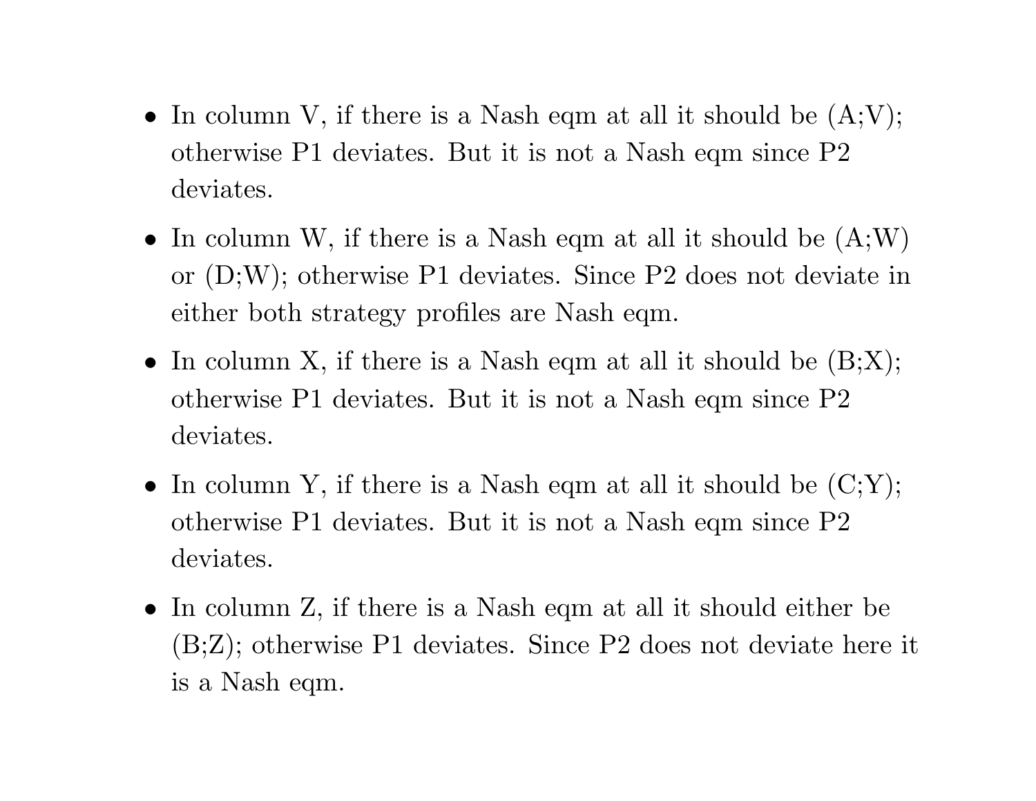- In column V, if there is a Nash eqm at all it should be (A;V); otherwise P1 deviates. But it is not a Nash eqm since P2 deviates.
- In column W, if there is a Nash eqm at all it should be (A;W) or (D;W); otherwise P1 deviates. Since P2 does not deviate in either both strategy profiles are Nash eqm.
- In column X, if there is a Nash eqm at all it should be (B;X); otherwise P1 deviates. But it is not a Nash eqm since P2 deviates.
- In column Y, if there is a Nash eqm at all it should be (C;Y); otherwise P1 deviates. But it is not a Nash eqm since P2 deviates.
- In column Z, if there is a Nash eqm at all it should either be (B;Z); otherwise P1 deviates. Since P2 does not deviate here it is a Nash eqm.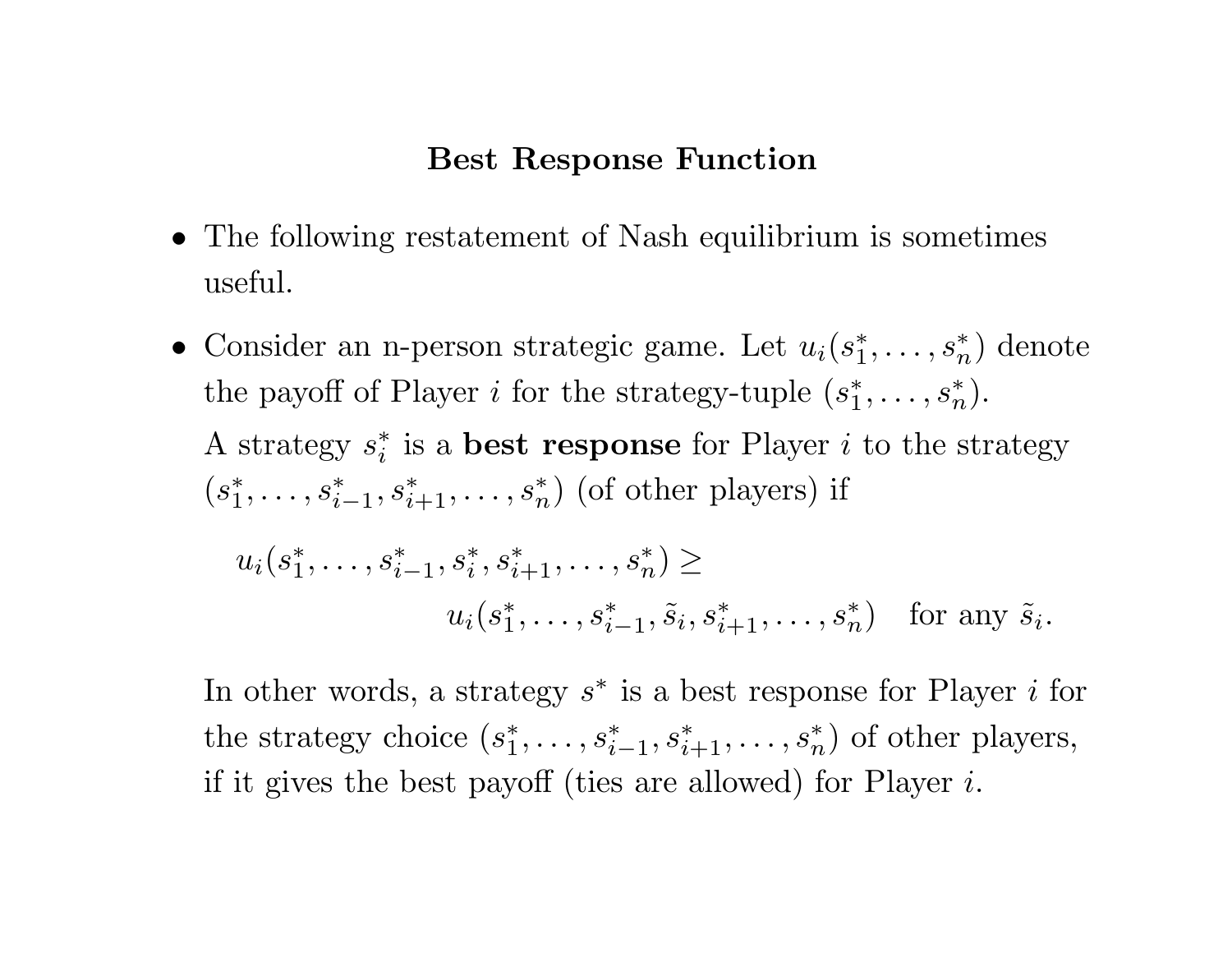# Best Response Function

- The following restatement of Nash equilibrium is sometimes useful.

- Consider an n-person strategic game. Let $u_i(s_1^*, \ldots, s_n^*)$ denote the payoff of Player $i$ for the strategy-tuple $(s_1^*, \ldots, s_n^*)$.

  A strategy $s_i^*$ is a **best response** for Player $i$ to the strategy $(s_1^*, \ldots, s_{i-1}^*, s_{i+1}^*, \ldots, s_n^*)$ (of other players) if

  $$u_i(s_1^*, \ldots, s_{i-1}^*, s_i^*, s_{i+1}^*, \ldots, s_n^*) \geq u_i(s_1^*, \ldots, s_{i-1}^*, \tilde{s}_i, s_{i+1}^*, \ldots, s_n^*) \quad \text{for any } \tilde{s}_i.$$

  In other words, a strategy $s^*$ is a best response for Player $i$ for the strategy choice $(s_1^*, \ldots, s_{i-1}^*, s_{i+1}^*, \ldots, s_n^*)$ of other players, if it gives the best payoff (ties are allowed) for Player $i$.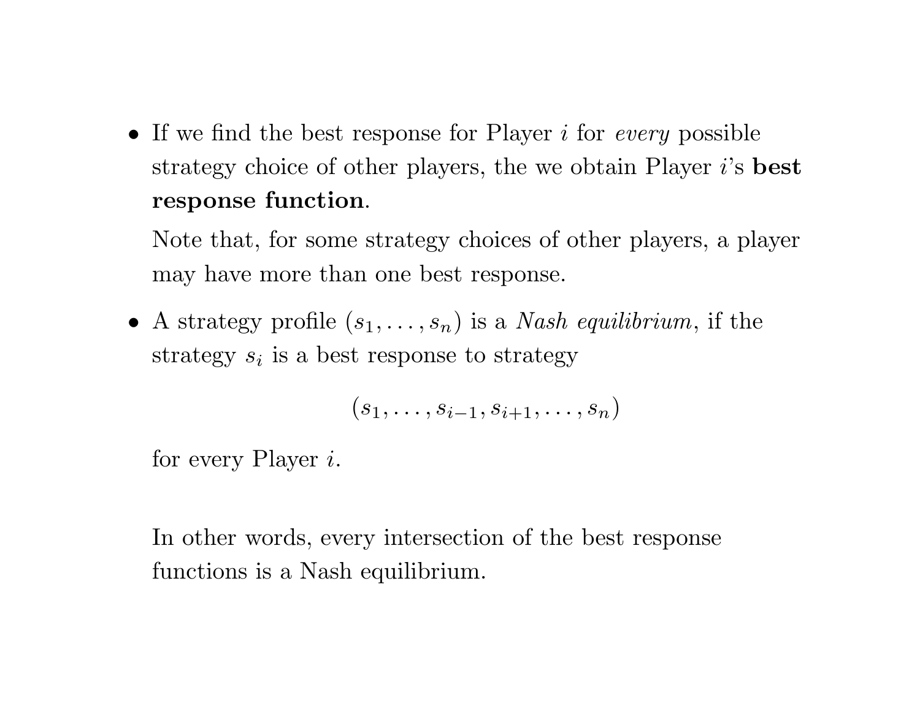- If we find the best response for Player $i$ for *every* possible strategy choice of other players, the we obtain Player $i$'s **best response function**.

  Note that, for some strategy choices of other players, a player may have more than one best response.

- A strategy profile $(s_1, \ldots, s_n)$ is a *Nash equilibrium*, if the strategy $s_i$ is a best response to strategy

  $$(s_1, \ldots, s_{i-1}, s_{i+1}, \ldots, s_n)$$

  for every Player $i$.

  In other words, every intersection of the best response functions is a Nash equilibrium.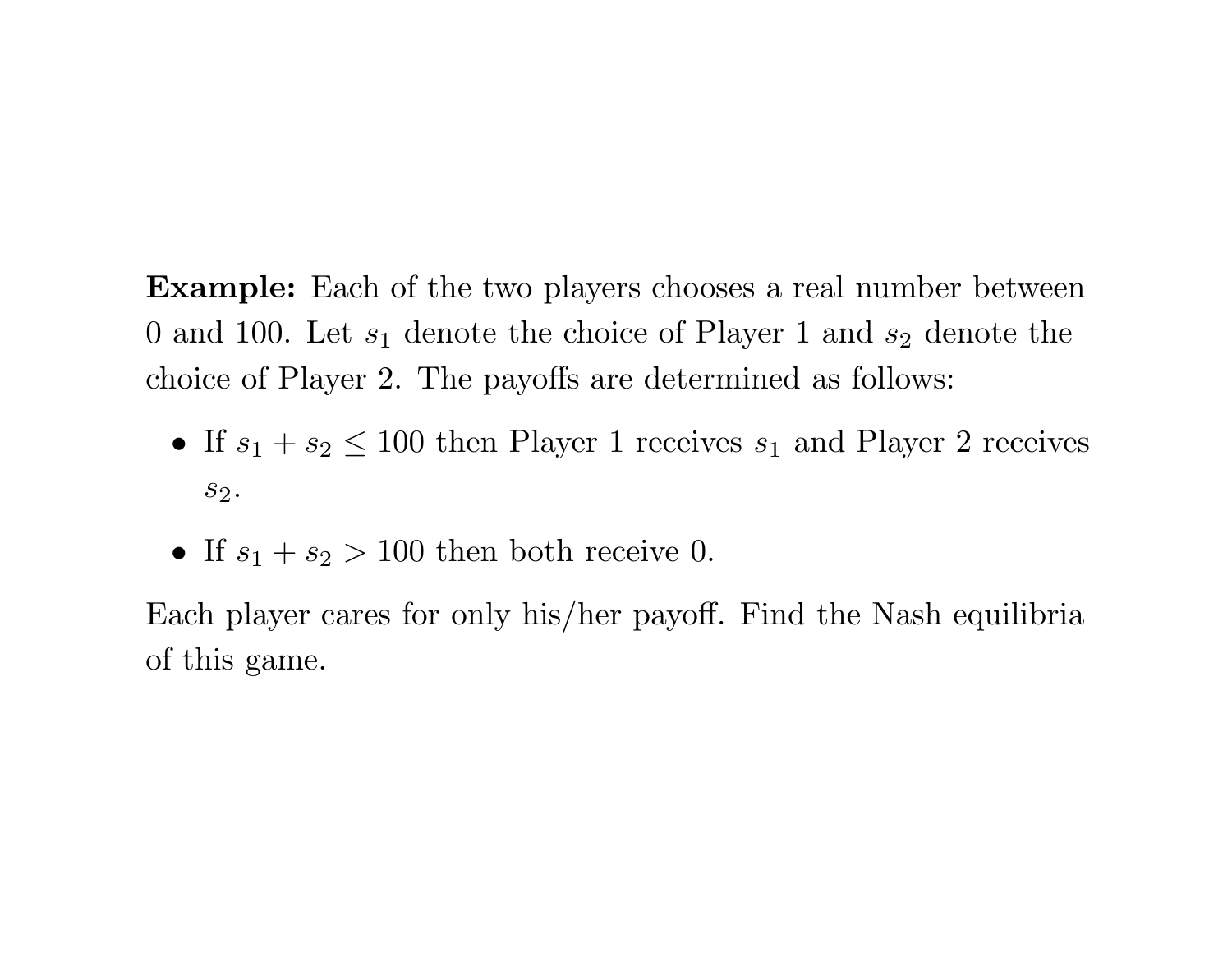**Example:** Each of the two players chooses a real number between 0 and 100. Let $s_1$ denote the choice of Player 1 and $s_2$ denote the choice of Player 2. The payoffs are determined as follows:

- If $s_1 + s_2 \leq 100$ then Player 1 receives $s_1$ and Player 2 receives $s_2$.
- If $s_1 + s_2 > 100$ then both receive 0.

Each player cares for only his/her payoff. Find the Nash equilibria of this game.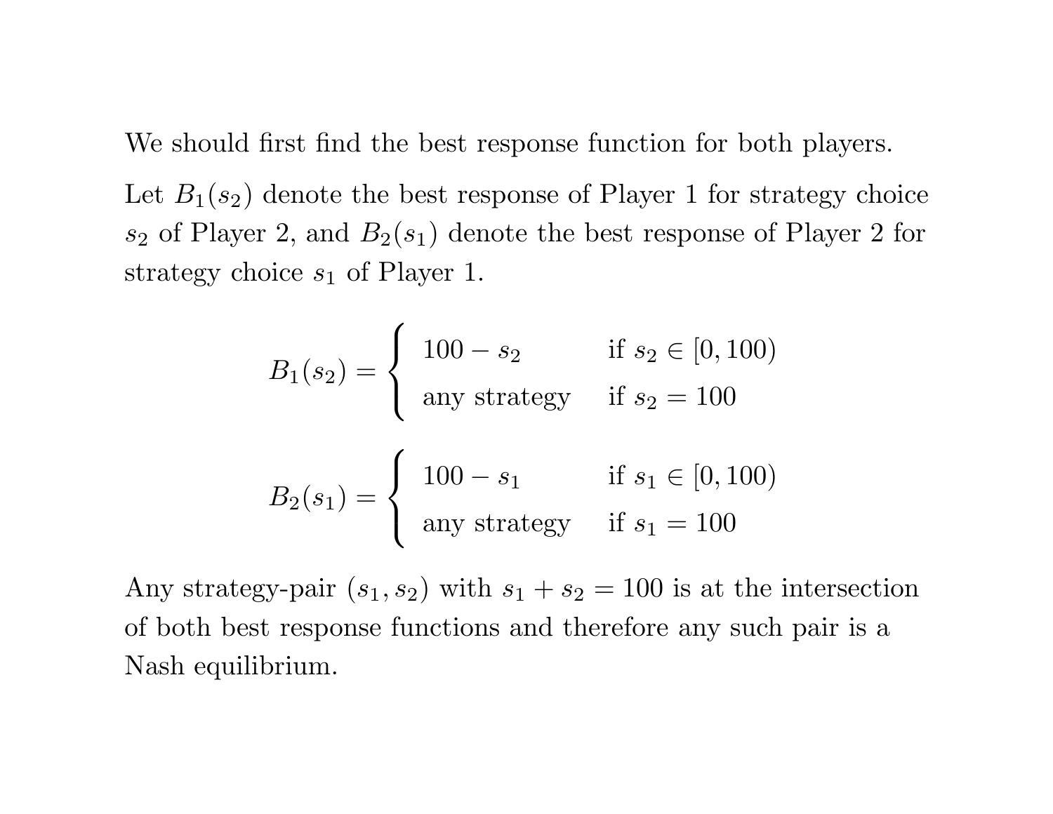We should first find the best response function for both players.

Let $B_1(s_2)$ denote the best response of Player 1 for strategy choice $s_2$ of Player 2, and $B_2(s_1)$ denote the best response of Player 2 for strategy choice $s_1$ of Player 1.

$$B_1(s_2) = \begin{cases} 100 - s_2 & \text{if } s_2 \in [0, 100) \\ \text{any strategy} & \text{if } s_2 = 100 \end{cases}$$

$$B_2(s_1) = \begin{cases} 100 - s_1 & \text{if } s_1 \in [0, 100) \\ \text{any strategy} & \text{if } s_1 = 100 \end{cases}$$

Any strategy-pair $(s_1, s_2)$ with $s_1 + s_2 = 100$ is at the intersection of both best response functions and therefore any such pair is a Nash equilibrium.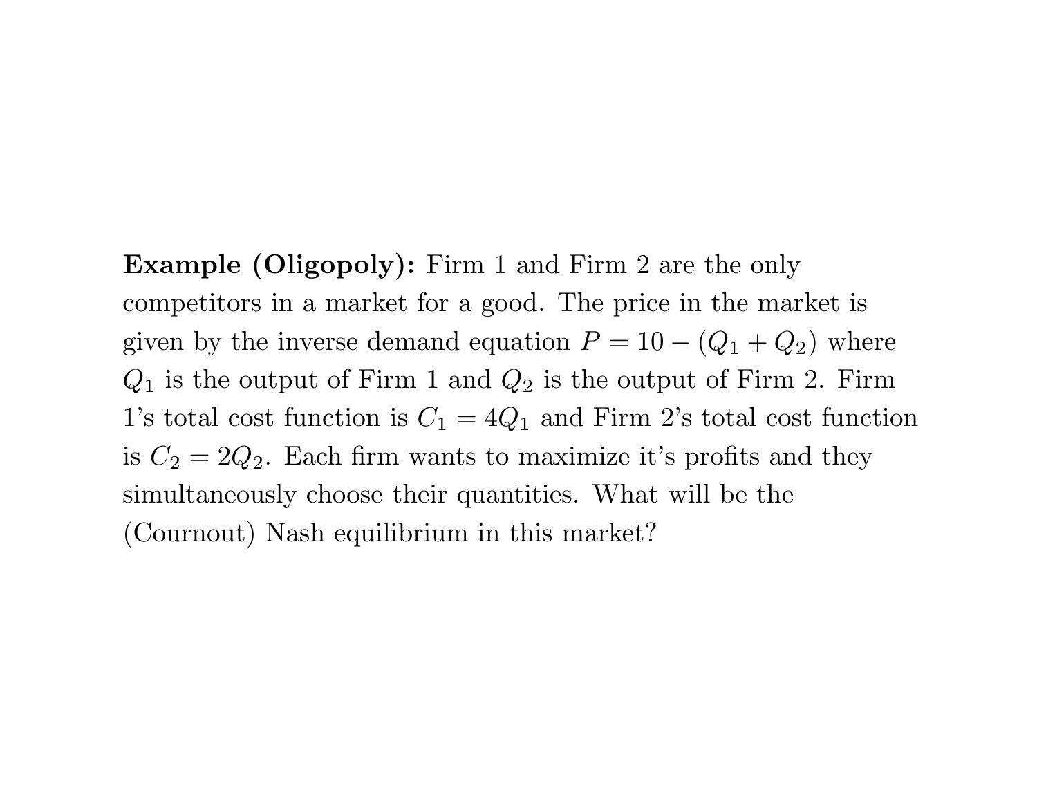**Example (Oligopoly):** Firm 1 and Firm 2 are the only competitors in a market for a good. The price in the market is given by the inverse demand equation $P = 10 - (Q_1 + Q_2)$ where $Q_1$ is the output of Firm 1 and $Q_2$ is the output of Firm 2. Firm 1's total cost function is $C_1 = 4Q_1$ and Firm 2's total cost function is $C_2 = 2Q_2$. Each firm wants to maximize it's profits and they simultaneously choose their quantities. What will be the (Cournout) Nash equilibrium in this market?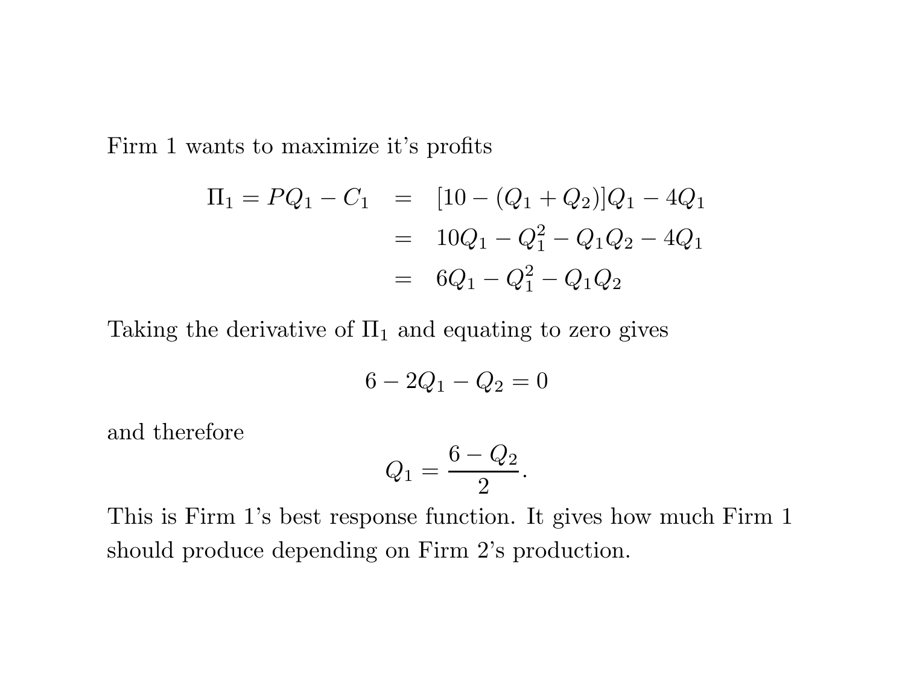Firm 1 wants to maximize it's profits

$$
\begin{aligned}
\Pi_1 = PQ_1 - C_1 &= [10 - (Q_1 + Q_2)]Q_1 - 4Q_1 \\
&= 10Q_1 - Q_1^2 - Q_1Q_2 - 4Q_1 \\
&= 6Q_1 - Q_1^2 - Q_1Q_2
\end{aligned}
$$

Taking the derivative of $\Pi_1$ and equating to zero gives

$$6 - 2Q_1 - Q_2 = 0$$

and therefore

$$Q_1 = \frac{6 - Q_2}{2}.$$

This is Firm 1's best response function. It gives how much Firm 1 should produce depending on Firm 2's production.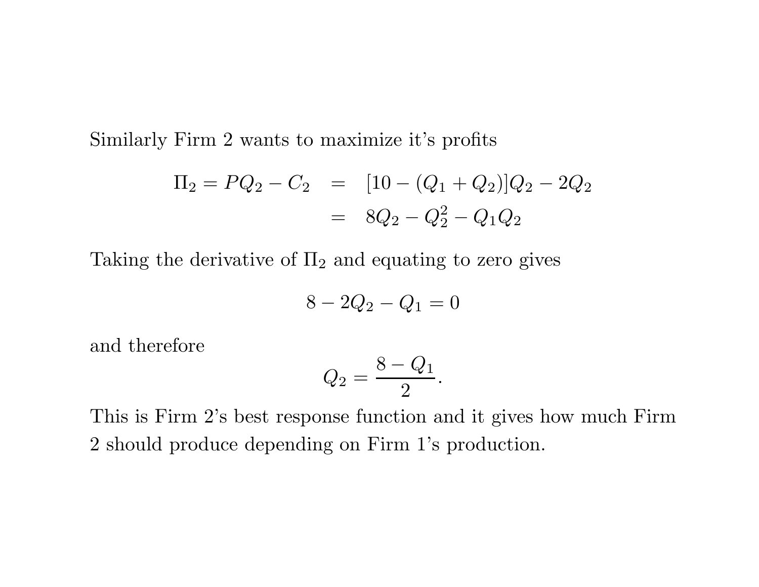Similarly Firm 2 wants to maximize it's profits

$$
\begin{aligned}
\Pi_2 = PQ_2 - C_2 &= [10 - (Q_1 + Q_2)]Q_2 - 2Q_2 \\
&= 8Q_2 - Q_2^2 - Q_1Q_2
\end{aligned}
$$

Taking the derivative of $\Pi_2$ and equating to zero gives

$$
8 - 2Q_2 - Q_1 = 0
$$

and therefore

$$
Q_2 = \frac{8 - Q_1}{2}.
$$

This is Firm 2's best response function and it gives how much Firm 2 should produce depending on Firm 1's production.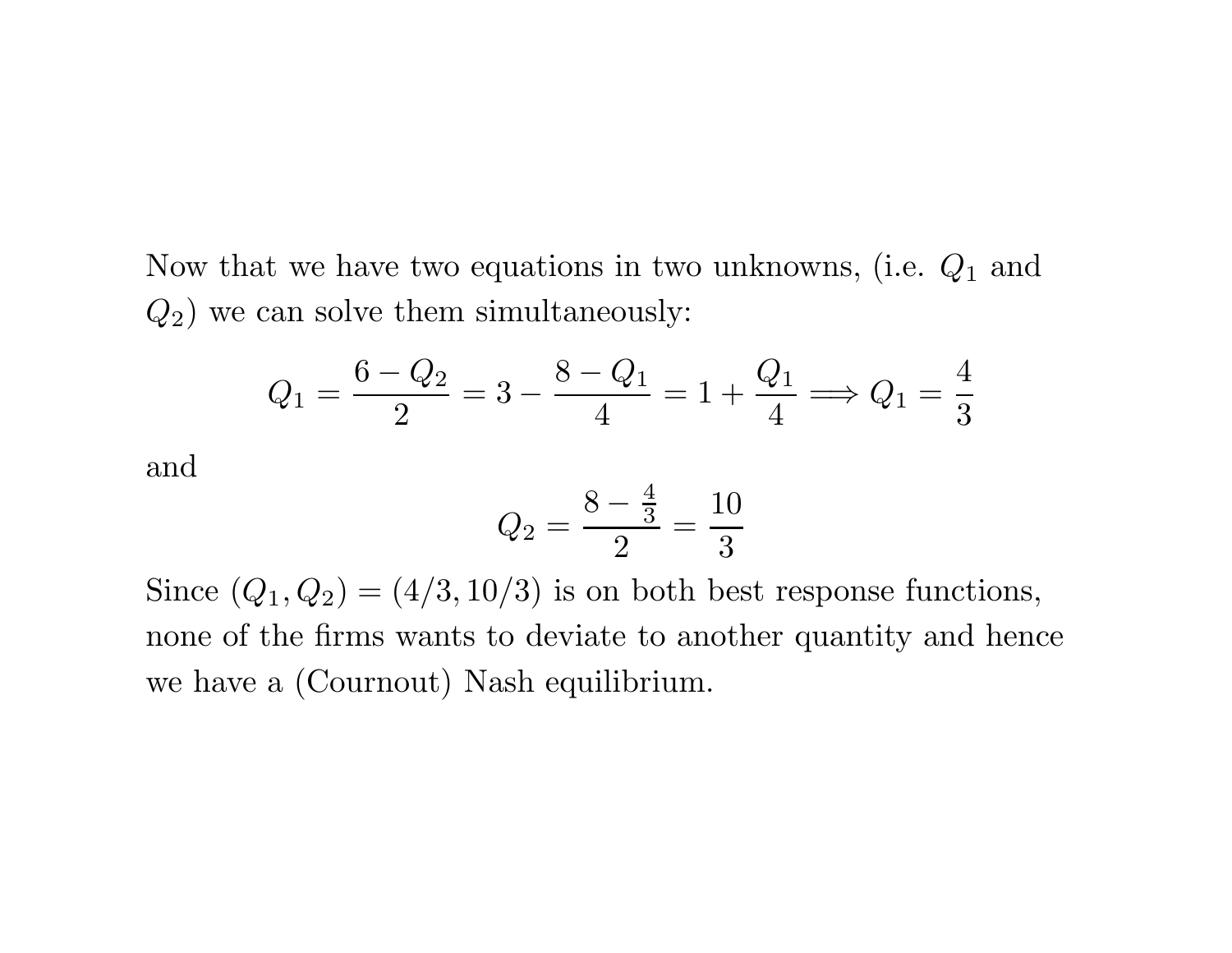Now that we have two equations in two unknowns, (i.e. $Q_1$ and $Q_2$) we can solve them simultaneously:

$$Q_1 = \frac{6 - Q_2}{2} = 3 - \frac{8 - Q_1}{4} = 1 + \frac{Q_1}{4} \Longrightarrow Q_1 = \frac{4}{3}$$

and

$$Q_2 = \frac{8 - \frac{4}{3}}{2} = \frac{10}{3}$$

Since $(Q_1, Q_2) = (4/3, 10/3)$ is on both best response functions, none of the firms wants to deviate to another quantity and hence we have a (Cournout) Nash equilibrium.